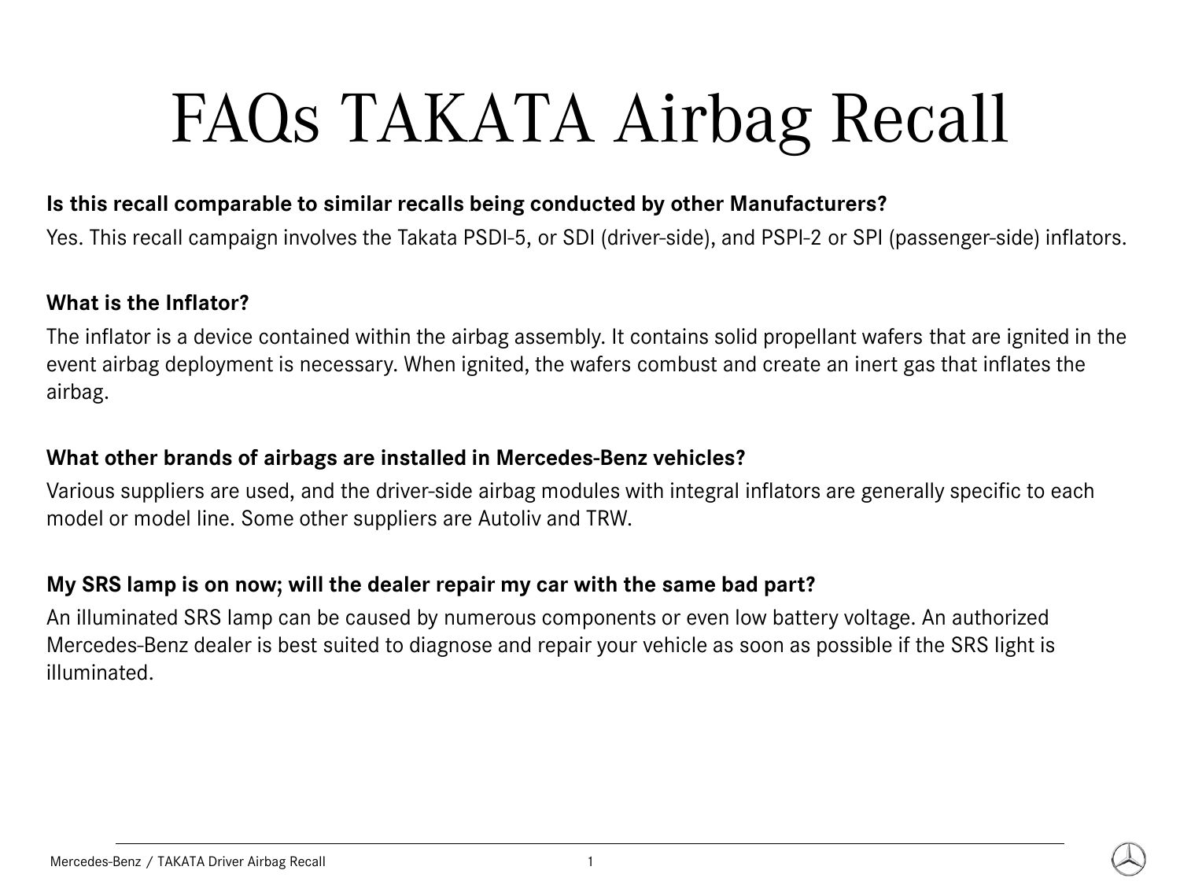# FAQs TAKATA Airbag Recall

**Is this recall comparable to similar recalls being conducted by other Manufacturers?**

Yes. This recall campaign involves the Takata PSDI-5, or SDI (driver-side), and PSPI-2 or SPI (passenger-side) inflators.

**What is the Inflator?**

The inflator is a device contained within the airbag assembly. It contains solid propellant wafers that are ignited in the event airbag deployment is necessary. When ignited, the wafers combust and create an inert gas that inflates the airbag.

**What other brands of airbags are installed in Mercedes-Benz vehicles?**

Various suppliers are used, and the driver-side airbag modules with integral inflators are generally specific to each model or model line. Some other suppliers are Autoliv and TRW.

**My SRS lamp is on now; will the dealer repair my car with the same bad part?**

An illuminated SRS lamp can be caused by numerous components or even low battery voltage. An authorized Mercedes-Benz dealer is best suited to diagnose and repair your vehicle as soon as possible if the SRS light is illuminated.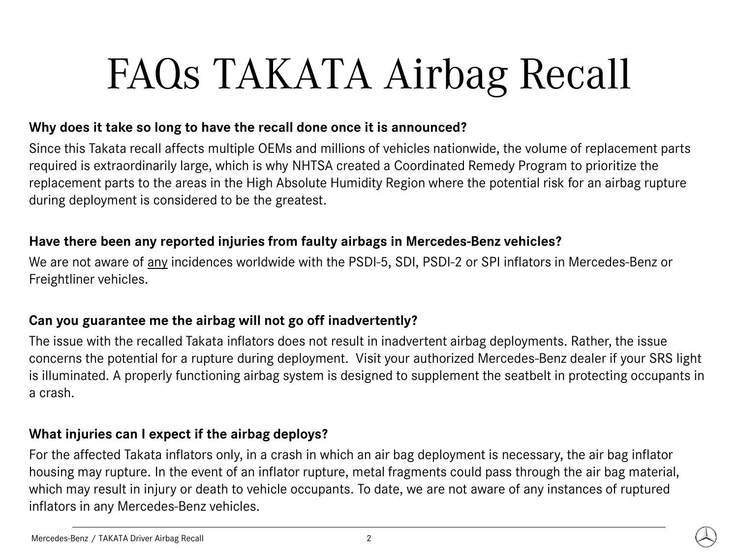# FAQs TAKATA Airbag Recall

**Why does it take so long to have the recall done once it is announced?**

Since this Takata recall affects multiple OEMs and millions of vehicles nationwide, the volume of replacement parts required is extraordinarily large, which is why NHTSA created a Coordinated Remedy Program to prioritize the replacement parts to the areas in the High Absolute Humidity Region where the potential risk for an airbag rupture during deployment is considered to be the greatest.

**Have there been any reported injuries from faulty airbags in Mercedes-Benz vehicles?**

We are not aware of <u>any</u> incidences worldwide with the PSDI-5, SDI, PSDI-2 or SPI inflators in Mercedes-Benz or Freightliner vehicles.

**Can you guarantee me the airbag will not go off inadvertently?**

The issue with the recalled Takata inflators does not result in inadvertent airbag deployments. Rather, the issue concerns the potential for a rupture during deployment. Visit your authorized Mercedes-Benz dealer if your SRS light is illuminated. A properly functioning airbag system is designed to supplement the seatbelt in protecting occupants in a crash.

**What injuries can I expect if the airbag deploys?**

For the affected Takata inflators only, in a crash in which an air bag deployment is necessary, the air bag inflator housing may rupture. In the event of an inflator rupture, metal fragments could pass through the air bag material, which may result in injury or death to vehicle occupants. To date, we are not aware of any instances of ruptured inflators in any Mercedes-Benz vehicles.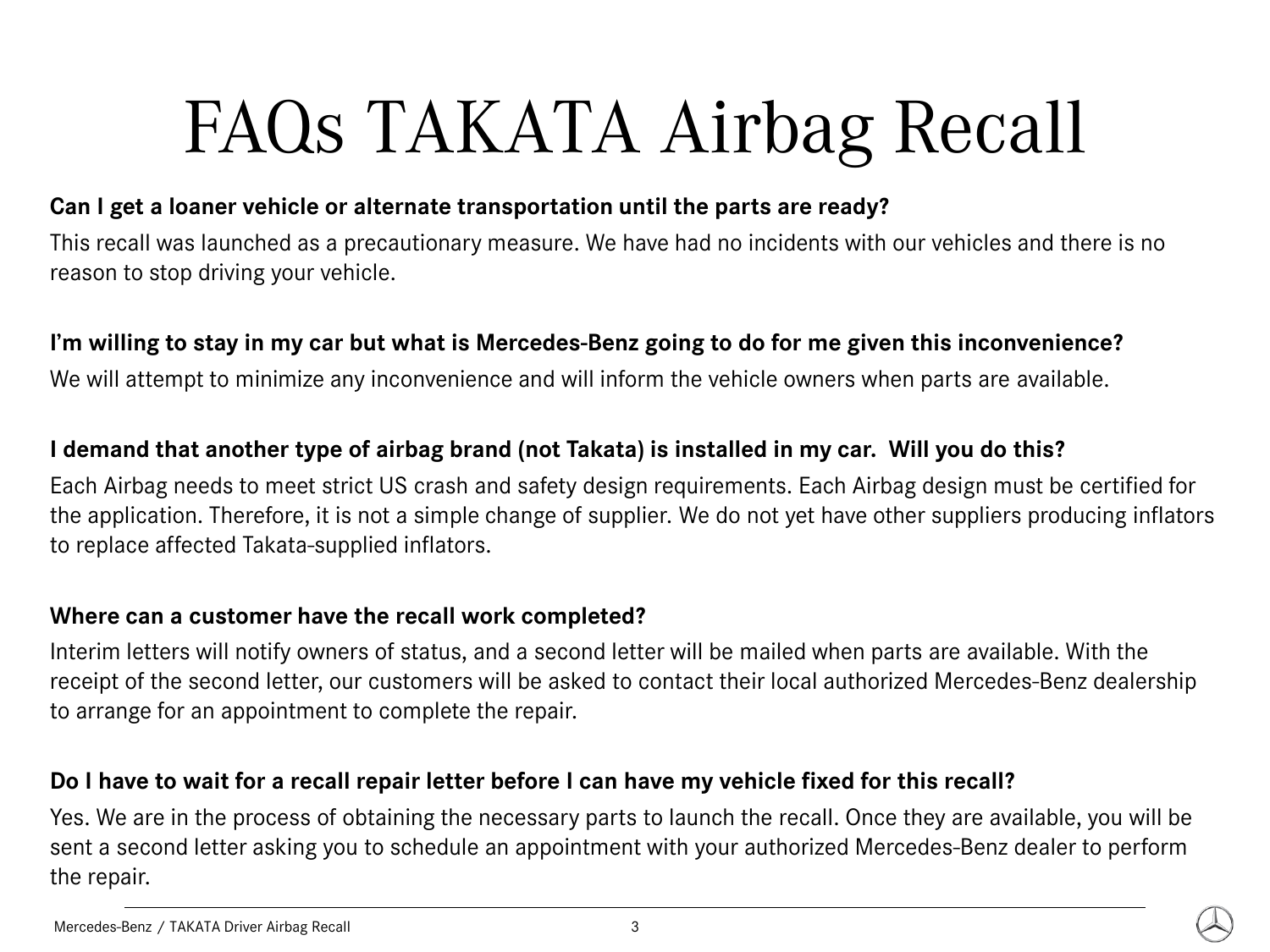# FAQs TAKATA Airbag Recall

**Can I get a loaner vehicle or alternate transportation until the parts are ready?**

This recall was launched as a precautionary measure. We have had no incidents with our vehicles and there is no reason to stop driving your vehicle.

**I'm willing to stay in my car but what is Mercedes-Benz going to do for me given this inconvenience?**

We will attempt to minimize any inconvenience and will inform the vehicle owners when parts are available.

**I demand that another type of airbag brand (not Takata) is installed in my car. Will you do this?**

Each Airbag needs to meet strict US crash and safety design requirements. Each Airbag design must be certified for the application. Therefore, it is not a simple change of supplier. We do not yet have other suppliers producing inflators to replace affected Takata-supplied inflators.

**Where can a customer have the recall work completed?**

Interim letters will notify owners of status, and a second letter will be mailed when parts are available. With the receipt of the second letter, our customers will be asked to contact their local authorized Mercedes-Benz dealership to arrange for an appointment to complete the repair.

**Do I have to wait for a recall repair letter before I can have my vehicle fixed for this recall?**

Yes. We are in the process of obtaining the necessary parts to launch the recall. Once they are available, you will be sent a second letter asking you to schedule an appointment with your authorized Mercedes-Benz dealer to perform the repair.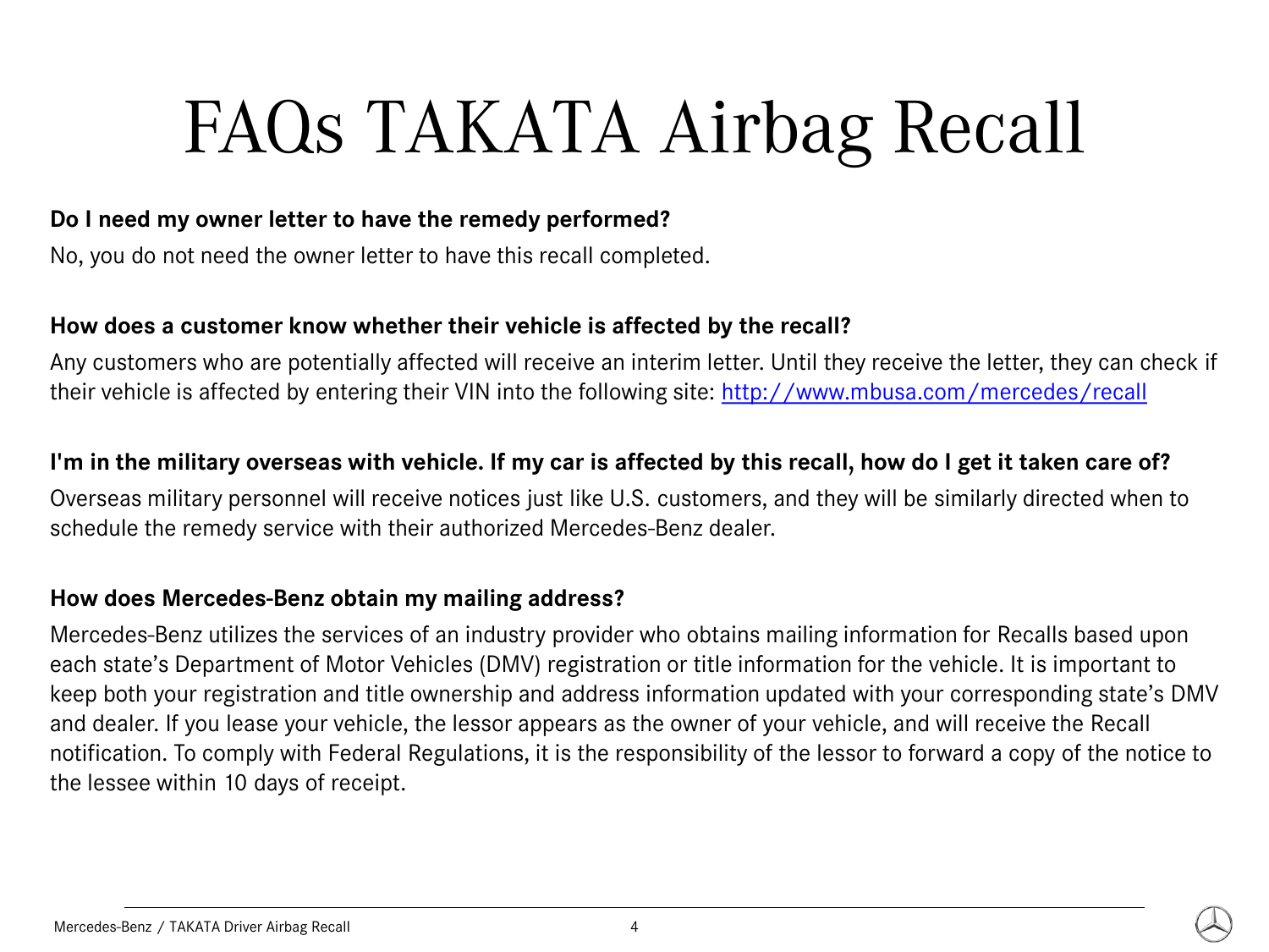# FAQs TAKATA Airbag Recall

**Do I need my owner letter to have the remedy performed?**

No, you do not need the owner letter to have this recall completed.

**How does a customer know whether their vehicle is affected by the recall?**

Any customers who are potentially affected will receive an interim letter. Until they receive the letter, they can check if their vehicle is affected by entering their VIN into the following site: [http://www.mbusa.com/mercedes/recall](http://www.mbusa.com/mercedes/recall)

**I'm in the military overseas with vehicle. If my car is affected by this recall, how do I get it taken care of?**

Overseas military personnel will receive notices just like U.S. customers, and they will be similarly directed when to schedule the remedy service with their authorized Mercedes-Benz dealer.

**How does Mercedes-Benz obtain my mailing address?**

Mercedes-Benz utilizes the services of an industry provider who obtains mailing information for Recalls based upon each state's Department of Motor Vehicles (DMV) registration or title information for the vehicle. It is important to keep both your registration and title ownership and address information updated with your corresponding state's DMV and dealer. If you lease your vehicle, the lessor appears as the owner of your vehicle, and will receive the Recall notification. To comply with Federal Regulations, it is the responsibility of the lessor to forward a copy of the notice to the lessee within 10 days of receipt.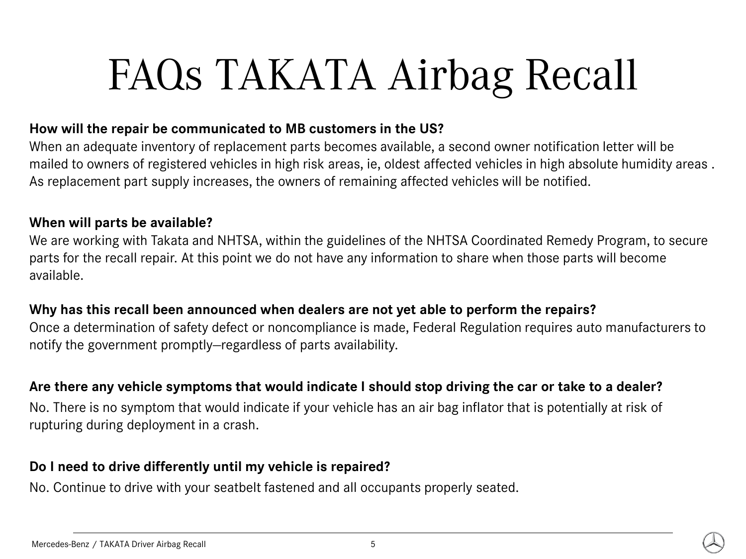# FAQs TAKATA Airbag Recall

**How will the repair be communicated to MB customers in the US?**

When an adequate inventory of replacement parts becomes available, a second owner notification letter will be mailed to owners of registered vehicles in high risk areas, ie, oldest affected vehicles in high absolute humidity areas . As replacement part supply increases, the owners of remaining affected vehicles will be notified.

**When will parts be available?**

We are working with Takata and NHTSA, within the guidelines of the NHTSA Coordinated Remedy Program, to secure parts for the recall repair. At this point we do not have any information to share when those parts will become available.

**Why has this recall been announced when dealers are not yet able to perform the repairs?**

Once a determination of safety defect or noncompliance is made, Federal Regulation requires auto manufacturers to notify the government promptly—regardless of parts availability.

**Are there any vehicle symptoms that would indicate I should stop driving the car or take to a dealer?**

No. There is no symptom that would indicate if your vehicle has an air bag inflator that is potentially at risk of rupturing during deployment in a crash.

**Do I need to drive differently until my vehicle is repaired?**

No. Continue to drive with your seatbelt fastened and all occupants properly seated.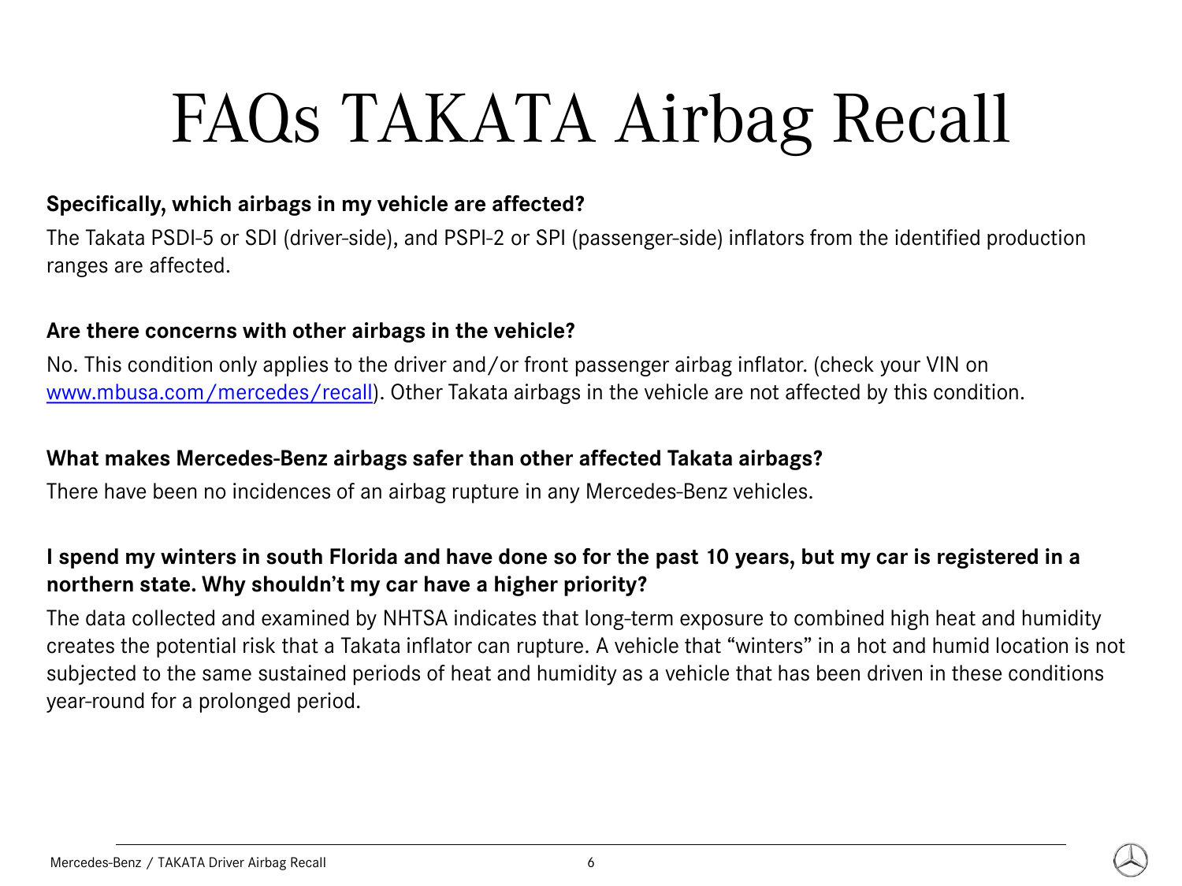# FAQs TAKATA Airbag Recall

**Specifically, which airbags in my vehicle are affected?**

The Takata PSDI-5 or SDI (driver-side), and PSPI-2 or SPI (passenger-side) inflators from the identified production ranges are affected.

**Are there concerns with other airbags in the vehicle?**

No. This condition only applies to the driver and/or front passenger airbag inflator. (check your VIN on [www.mbusa.com/mercedes/recall](www.mbusa.com/mercedes/recall)). Other Takata airbags in the vehicle are not affected by this condition.

**What makes Mercedes-Benz airbags safer than other affected Takata airbags?**

There have been no incidences of an airbag rupture in any Mercedes-Benz vehicles.

**I spend my winters in south Florida and have done so for the past 10 years, but my car is registered in a northern state. Why shouldn't my car have a higher priority?**

The data collected and examined by NHTSA indicates that long-term exposure to combined high heat and humidity creates the potential risk that a Takata inflator can rupture. A vehicle that "winters" in a hot and humid location is not subjected to the same sustained periods of heat and humidity as a vehicle that has been driven in these conditions year-round for a prolonged period.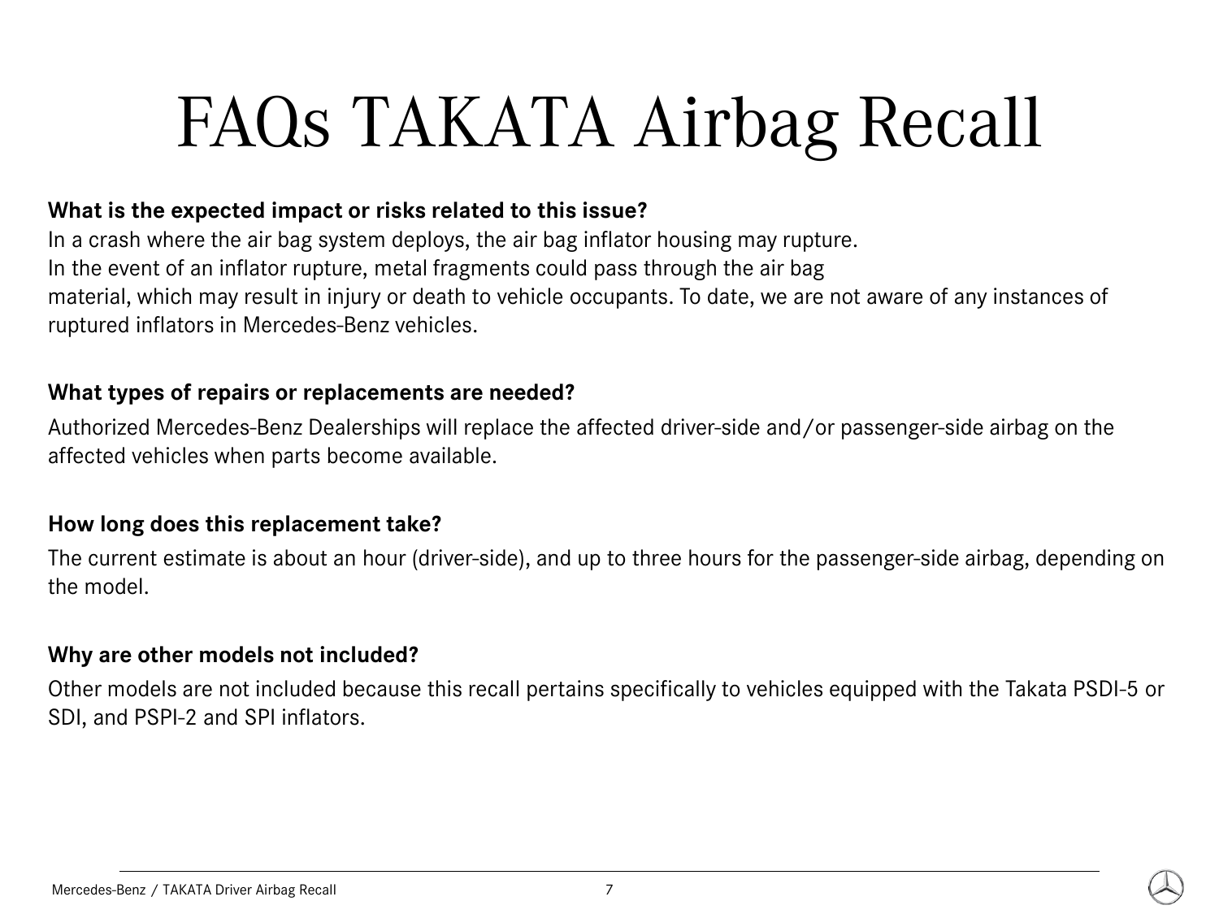# FAQs TAKATA Airbag Recall

**What is the expected impact or risks related to this issue?**

In a crash where the air bag system deploys, the air bag inflator housing may rupture.
In the event of an inflator rupture, metal fragments could pass through the air bag
material, which may result in injury or death to vehicle occupants. To date, we are not aware of any instances of ruptured inflators in Mercedes-Benz vehicles.

**What types of repairs or replacements are needed?**

Authorized Mercedes-Benz Dealerships will replace the affected driver-side and/or passenger-side airbag on the affected vehicles when parts become available.

**How long does this replacement take?**

The current estimate is about an hour (driver-side), and up to three hours for the passenger-side airbag, depending on the model.

**Why are other models not included?**

Other models are not included because this recall pertains specifically to vehicles equipped with the Takata PSDI-5 or SDI, and PSPI-2 and SPI inflators.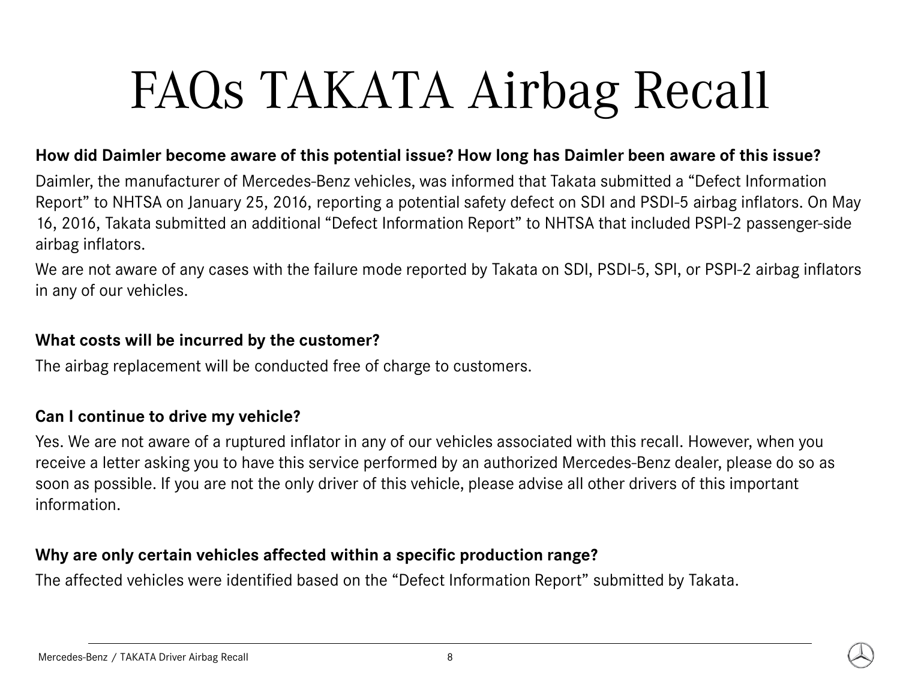# FAQs TAKATA Airbag Recall

**How did Daimler become aware of this potential issue? How long has Daimler been aware of this issue?**

Daimler, the manufacturer of Mercedes-Benz vehicles, was informed that Takata submitted a “Defect Information Report” to NHTSA on January 25, 2016, reporting a potential safety defect on SDI and PSDI-5 airbag inflators. On May 16, 2016, Takata submitted an additional “Defect Information Report” to NHTSA that included PSPI-2 passenger-side airbag inflators.

We are not aware of any cases with the failure mode reported by Takata on SDI, PSDI-5, SPI, or PSPI-2 airbag inflators in any of our vehicles.

**What costs will be incurred by the customer?**

The airbag replacement will be conducted free of charge to customers.

**Can I continue to drive my vehicle?**

Yes. We are not aware of a ruptured inflator in any of our vehicles associated with this recall. However, when you receive a letter asking you to have this service performed by an authorized Mercedes-Benz dealer, please do so as soon as possible. If you are not the only driver of this vehicle, please advise all other drivers of this important information.

**Why are only certain vehicles affected within a specific production range?**

The affected vehicles were identified based on the “Defect Information Report” submitted by Takata.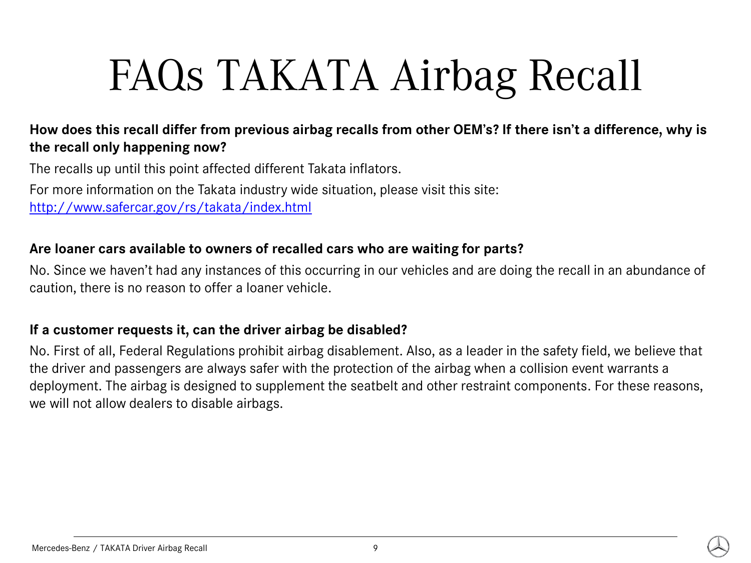# FAQs TAKATA Airbag Recall

**How does this recall differ from previous airbag recalls from other OEM's? If there isn't a difference, why is the recall only happening now?**

The recalls up until this point affected different Takata inflators.

For more information on the Takata industry wide situation, please visit this site: http://www.safercar.gov/rs/takata/index.html

**Are loaner cars available to owners of recalled cars who are waiting for parts?**

No. Since we haven't had any instances of this occurring in our vehicles and are doing the recall in an abundance of caution, there is no reason to offer a loaner vehicle.

**If a customer requests it, can the driver airbag be disabled?**

No. First of all, Federal Regulations prohibit airbag disablement. Also, as a leader in the safety field, we believe that the driver and passengers are always safer with the protection of the airbag when a collision event warrants a deployment. The airbag is designed to supplement the seatbelt and other restraint components. For these reasons, we will not allow dealers to disable airbags.